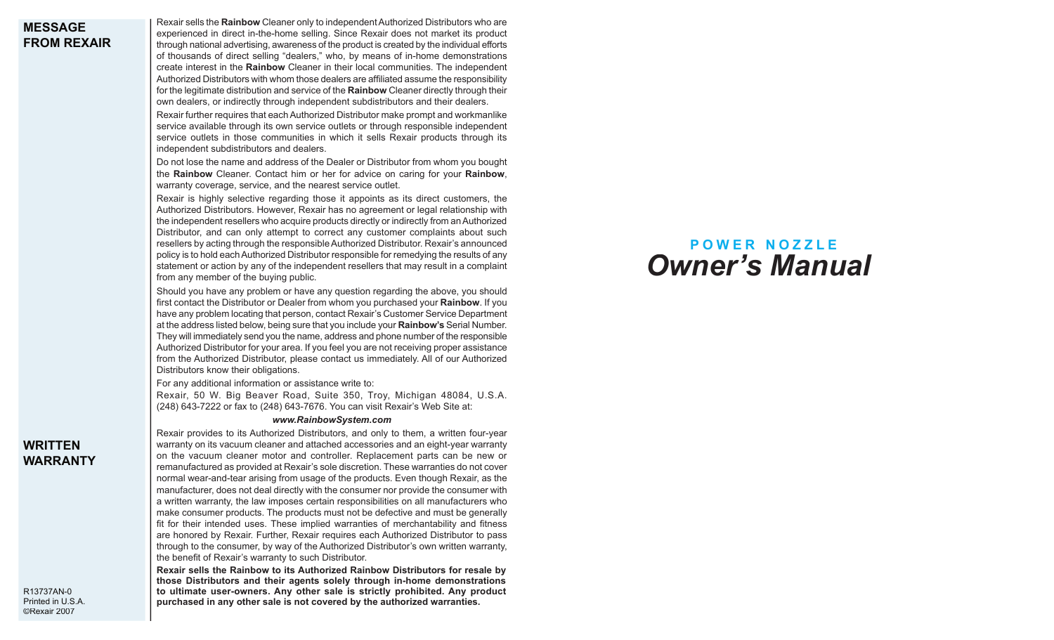## MESSAGE FROM REXAIR

Rexair sells the **Rainbow** Cleaner only to independent Authorized Distributors who are experienced in direct in-the-home selling. Since Rexair does not market its product through national advertising, awareness of the product is created by the individual efforts of thousands of direct selling "dealers," who, by means of in-home demonstrations create interest in the **Rainbow** Cleaner in their local communities. The independent Authorized Distributors with whom those dealers are affiliated assume the responsibility for the legitimate distribution and service of the **Rainbow** Cleaner directly through their own dealers, or indirectly through independent subdistributors and their dealers.

Rexair further requires that each Authorized Distributor make prompt and workmanlike service available through its own service outlets or through responsible independent service outlets in those communities in which it sells Rexair products through its independent subdistributors and dealers.

Do not lose the name and address of the Dealer or Distributor from whom you bought the **Rainbow** Cleaner. Contact him or her for advice on caring for your **Rainbow**, warranty coverage, service, and the nearest service outlet.

Rexair is highly selective regarding those it appoints as its direct customers, the Authorized Distributors. However, Rexair has no agreement or legal relationship with the independent resellers who acquire products directly or indirectly from an Authorized Distributor, and can only attempt to correct any customer complaints about such resellers by acting through the responsible Authorized Distributor. Rexair's announced policy is to hold each Authorized Distributor responsible for remedying the results of any statement or action by any of the independent resellers that may result in a complaint from any member of the buying public.

Should you have any problem or have any question regarding the above, you should first contact the Distributor or Dealer from whom you purchased your **Rainbow**. If you have any problem locating that person, contact Rexair's Customer Service Department at the address listed below, being sure that you include your **Rainbow's** Serial Number. They will immediately send you the name, address and phone number of the responsible Authorized Distributor for your area. If you feel you are not receiving proper assistance from the Authorized Distributor, please contact us immediately. All of our Authorized Distributors know their obligations.

For any additional information or assistance write to:

Rexair, 50 W. Big Beaver Road, Suite 350, Troy, Michigan 48084, U.S.A. (248) 643-7222 or fax to (248) 643-7676. You can visit Rexair's Web Site at:

***www.RainbowSystem.com***

## WRITTEN WARRANTY

Rexair provides to its Authorized Distributors, and only to them, a written four-year warranty on its vacuum cleaner and attached accessories and an eight-year warranty on the vacuum cleaner motor and controller. Replacement parts can be new or remanufactured as provided at Rexair's sole discretion. These warranties do not cover normal wear-and-tear arising from usage of the products. Even though Rexair, as the manufacturer, does not deal directly with the consumer nor provide the consumer with a written warranty, the law imposes certain responsibilities on all manufacturers who make consumer products. The products must not be defective and must be generally fit for their intended uses. These implied warranties of merchantability and fitness are honored by Rexair. Further, Rexair requires each Authorized Distributor to pass through to the consumer, by way of the Authorized Distributor's own written warranty, the benefit of Rexair's warranty to such Distributor.

**Rexair sells the Rainbow to its Authorized Rainbow Distributors for resale by those Distributors and their agents solely through in-home demonstrations to ultimate user-owners. Any other sale is strictly prohibited. Any product purchased in any other sale is not covered by the authorized warranties.**

R13737AN-0
Printed in U.S.A.
©Rexair 2007

# POWER NOZZLE

# *Owner's Manual*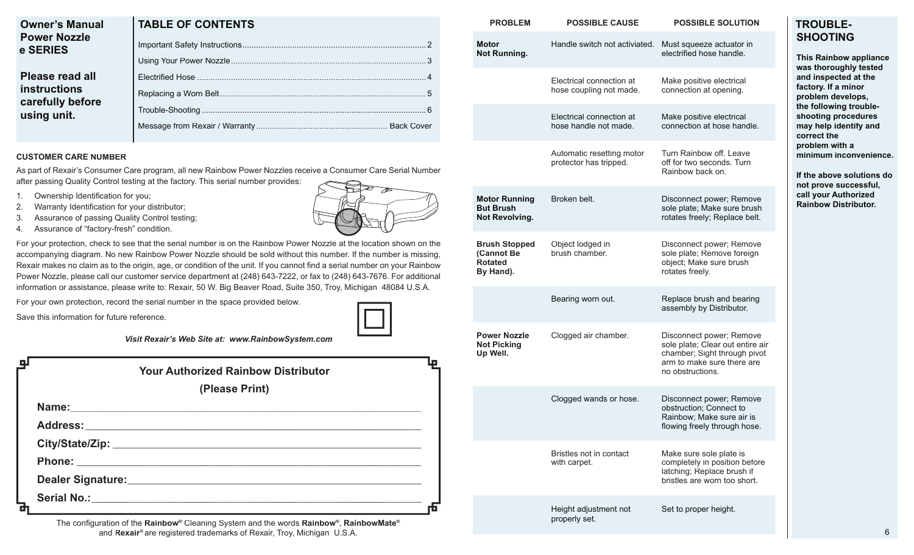**Owner's Manual**
**Power Nozzle**
**e SERIES**

**Please read all instructions carefully before using unit.**

## TABLE OF CONTENTS

| | |
|---|---|
| Important Safety Instructions | 2 |
| Using Your Power Nozzle | 3 |
| Electrified Hose | 4 |
| Replacing a Worn Belt | 5 |
| Trouble-Shooting | 6 |
| Message from Rexair / Warranty | Back Cover |

#### CUSTOMER CARE NUMBER

As part of Rexair's Consumer Care program, all new Rainbow Power Nozzles receive a Consumer Care Serial Number after passing Quality Control testing at the factory. This serial number provides:

1. Ownership Identification for you;
2. Warranty Identification for your distributor;
3. Assurance of passing Quality Control testing;
4. Assurance of "factory-fresh" condition.

For your protection, check to see that the serial number is on the Rainbow Power Nozzle at the location shown on the accompanying diagram. No new Rainbow Power Nozzle should be sold without this number. If the number is missing, Rexair makes no claim as to the origin, age, or condition of the unit. If you cannot find a serial number on your Rainbow Power Nozzle, please call our customer service department at (248) 643-7222, or fax to (248) 643-7676. For additional information or assistance, please write to: Rexair, 50 W. Big Beaver Road, Suite 350, Troy, Michigan 48084 U.S.A.

For your own protection, record the serial number in the space provided below.

Save this information for future reference.

***Visit Rexair's Web Site at: www.RainbowSystem.com***

### Your Authorized Rainbow Distributor
**(Please Print)**

**Name:**\_\_\_\_\_\_\_\_\_\_\_\_\_\_\_\_\_\_\_\_\_\_\_\_\_\_\_\_

**Address:**\_\_\_\_\_\_\_\_\_\_\_\_\_\_\_\_\_\_\_\_\_\_\_\_\_\_\_\_

**City/State/Zip:**\_\_\_\_\_\_\_\_\_\_\_\_\_\_\_\_\_\_\_\_\_\_\_\_\_\_\_\_

**Phone:**\_\_\_\_\_\_\_\_\_\_\_\_\_\_\_\_\_\_\_\_\_\_\_\_\_\_\_\_

**Dealer Signature:**\_\_\_\_\_\_\_\_\_\_\_\_\_\_\_\_\_\_\_\_\_\_\_\_\_\_\_\_

**Serial No.:**\_\_\_\_\_\_\_\_\_\_\_\_\_\_\_\_\_\_\_\_\_\_\_\_\_\_\_\_

The configuration of the **Rainbow**® Cleaning System and the words **Rainbow**®, **RainbowMate**® and **Rexair**® are registered trademarks of Rexair, Troy, Michigan U.S.A.

## TROUBLE-SHOOTING

**This Rainbow appliance was thoroughly tested and inspected at the factory. If a minor problem develops, the following trouble-shooting procedures may help identify and correct the problem with a minimum inconvenience.**

**If the above solutions do not prove successful, call your Authorized Rainbow Distributor.**

| PROBLEM | POSSIBLE CAUSE | POSSIBLE SOLUTION |
|---|---|---|
| **Motor Not Running.** | Handle switch not activiated. | Must squeeze actuator in electrified hose handle. |
| | Electrical connection at hose coupling not made. | Make positive electrical connection at opening. |
| | Electrical connection at hose handle not made. | Make positive electrical connection at hose handle. |
| | Automatic resetting motor protector has tripped. | Turn Rainbow off. Leave off for two seconds. Turn Rainbow back on. |
| **Motor Running But Brush Not Revolving.** | Broken belt. | Disconnect power; Remove sole plate; Make sure brush rotates freely; Replace belt. |
| **Brush Stopped (Cannot Be Rotated By Hand).** | Object lodged in brush chamber. | Disconnect power; Remove sole plate; Remove foreign object; Make sure brush rotates freely. |
| | Bearing worn out. | Replace brush and bearing assembly by Distributor. |
| **Power Nozzle Not Picking Up Well.** | Clogged air chamber. | Disconnect power; Remove sole plate; Clear out entire air chamber; Sight through pivot arm to make sure there are no obstructions. |
| | Clogged wands or hose. | Disconnect power; Remove obstruction; Connect to Rainbow; Make sure air is flowing freely through hose. |
| | Bristles not in contact with carpet. | Make sure sole plate is completely in position before latching; Replace brush if bristles are worn too short. |
| | Height adjustment not properly set. | Set to proper height. |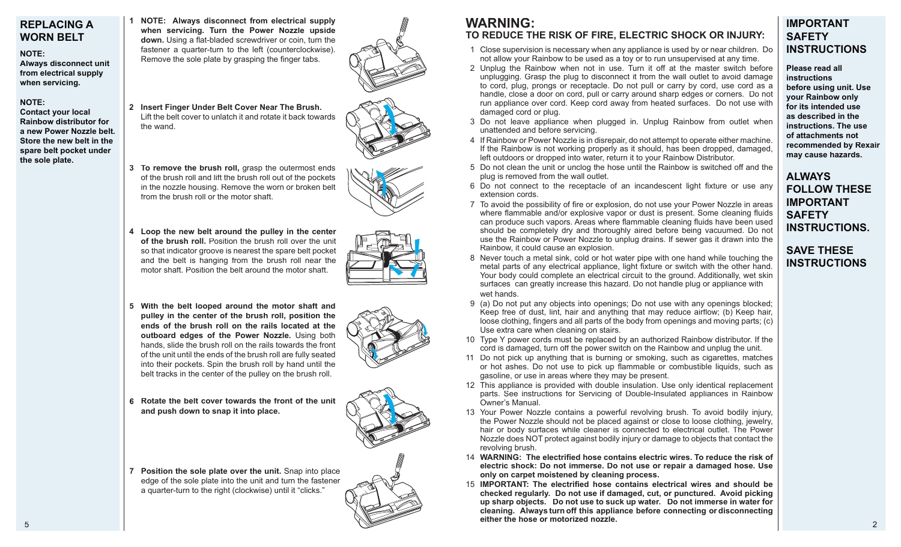## REPLACING A WORN BELT

**NOTE:**
**Always disconnect unit from electrical supply when servicing.**

**NOTE:**
**Contact your local Rainbow distributor for a new Power Nozzle belt. Store the new belt in the spare belt pocket under the sole plate.**

1. **NOTE: Always disconnect from electrical supply when servicing. Turn the Power Nozzle upside down.** Using a flat-bladed screwdriver or coin, turn the fastener a quarter-turn to the left (counterclockwise). Remove the sole plate by grasping the finger tabs.

2. **Insert Finger Under Belt Cover Near The Brush.** Lift the belt cover to unlatch it and rotate it back towards the wand.

3. **To remove the brush roll,** grasp the outermost ends of the brush roll and lift the brush roll out of the pockets in the nozzle housing. Remove the worn or broken belt from the brush roll or the motor shaft.

4. **Loop the new belt around the pulley in the center of the brush roll.** Position the brush roll over the unit so that indicator groove is nearest the spare belt pocket and the belt is hanging from the brush roll near the motor shaft. Position the belt around the motor shaft.

5. **With the belt looped around the motor shaft and pulley in the center of the brush roll, position the ends of the brush roll on the rails located at the outboard edges of the Power Nozzle.** Using both hands, slide the brush roll on the rails towards the front of the unit until the ends of the brush roll are fully seated into their pockets. Spin the brush roll by hand until the belt tracks in the center of the pulley on the brush roll.

6. **Rotate the belt cover towards the front of the unit and push down to snap it into place.**

7. **Position the sole plate over the unit.** Snap into place edge of the sole plate into the unit and turn the fastener a quarter-turn to the right (clockwise) until it "clicks."

# WARNING:
## TO REDUCE THE RISK OF FIRE, ELECTRIC SHOCK OR INJURY:

1. Close supervision is necessary when any appliance is used by or near children. Do not allow your Rainbow to be used as a toy or to run unsupervised at any time.
2. Unplug the Rainbow when not in use. Turn it off at the master switch before unplugging. Grasp the plug to disconnect it from the wall outlet to avoid damage to cord, plug, prongs or receptacle. Do not pull or carry by cord, use cord as a handle, close a door on cord, pull or carry around sharp edges or corners. Do not run appliance over cord. Keep cord away from heated surfaces. Do not use with damaged cord or plug.
3. Do not leave appliance when plugged in. Unplug Rainbow from outlet when unattended and before servicing.
4. If Rainbow or Power Nozzle is in disrepair, do not attempt to operate either machine. If the Rainbow is not working properly as it should, has been dropped, damaged, left outdoors or dropped into water, return it to your Rainbow Distributor.
5. Do not clean the unit or unclog the hose until the Rainbow is switched off and the plug is removed from the wall outlet.
6. Do not connect to the receptacle of an incandescent light fixture or use any extension cords.
7. To avoid the possibility of fire or explosion, do not use your Power Nozzle in areas where flammable and/or explosive vapor or dust is present. Some cleaning fluids can produce such vapors. Areas where flammable cleaning fluids have been used should be completely dry and thoroughly aired before being vacuumed. Do not use the Rainbow or Power Nozzle to unplug drains. If sewer gas it drawn into the Rainbow, it could cause an explosion.
8. Never touch a metal sink, cold or hot water pipe with one hand while touching the metal parts of any electrical appliance, light fixture or switch with the other hand. Your body could complete an electrical circuit to the ground. Additionally, wet skin surfaces can greatly increase this hazard. Do not handle plug or appliance with wet hands.
9. (a) Do not put any objects into openings; Do not use with any openings blocked; Keep free of dust, lint, hair and anything that may reduce airflow; (b) Keep hair, loose clothing, fingers and all parts of the body from openings and moving parts; (c) Use extra care when cleaning on stairs.
10. Type Y power cords must be replaced by an authorized Rainbow distributor. If the cord is damaged, turn off the power switch on the Rainbow and unplug the unit.
11. Do not pick up anything that is burning or smoking, such as cigarettes, matches or hot ashes. Do not use to pick up flammable or combustible liquids, such as gasoline, or use in areas where they may be present.
12. This appliance is provided with double insulation. Use only identical replacement parts. See instructions for Servicing of Double-Insulated appliances in Rainbow Owner's Manual.
13. Your Power Nozzle contains a powerful revolving brush. To avoid bodily injury, the Power Nozzle should not be placed against or close to loose clothing, jewelry, hair or body surfaces while cleaner is connected to electrical outlet. The Power Nozzle does NOT protect against bodily injury or damage to objects that contact the revolving brush.
14. **WARNING: The electrified hose contains electric wires. To reduce the risk of electric shock: Do not immerse. Do not use or repair a damaged hose. Use only on carpet moistened by cleaning process.**
15. **IMPORTANT: The electrified hose contains electrical wires and should be checked regularly. Avoid picking up sharp objects. Do not use to suck up water. Do not immerse in water for cleaning. Always turn off this appliance before connecting or disconnecting either the hose or motorized nozzle.**

## IMPORTANT SAFETY INSTRUCTIONS

**Please read all instructions before using unit. Use your Rainbow only for its intended use as described in the instructions. The use of attachments not recommended by Rexair may cause hazards.**

## ALWAYS FOLLOW THESE IMPORTANT SAFETY INSTRUCTIONS.

## SAVE THESE INSTRUCTIONS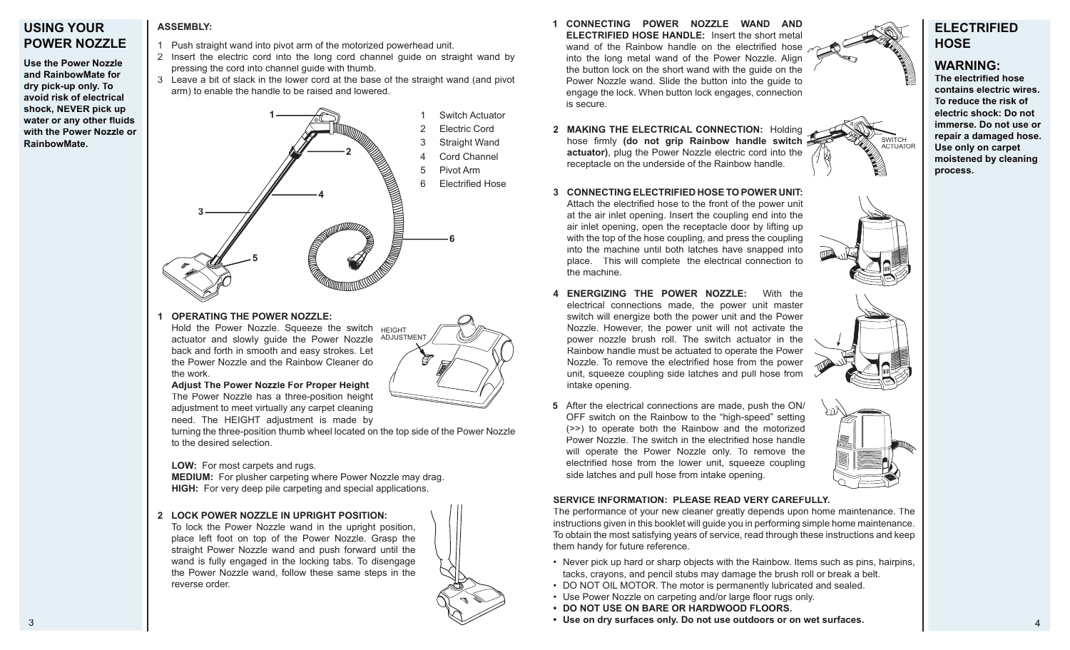## USING YOUR POWER NOZZLE

**Use the Power Nozzle and RainbowMate for dry pick-up only. To avoid risk of electrical shock, NEVER pick up water or any other fluids with the Power Nozzle or RainbowMate.**

**ASSEMBLY:**

1. Push straight wand into pivot arm of the motorized powerhead unit.
2. Insert the electric cord into the long cord channel guide on straight wand by pressing the cord into channel guide with thumb.
3. Leave a bit of slack in the lower cord at the base of the straight wand (and pivot arm) to enable the handle to be raised and lowered.

1 Switch Actuator
2 Electric Cord
3 Straight Wand
4 Cord Channel
5 Pivot Arm
6 Electrified Hose

**1 OPERATING THE POWER NOZZLE:**
Hold the Power Nozzle. Squeeze the switch actuator and slowly guide the Power Nozzle back and forth in smooth and easy strokes. Let the Power Nozzle and the Rainbow Cleaner do the work.

HEIGHT ADJUSTMENT

**Adjust The Power Nozzle For Proper Height**
The Power Nozzle has a three-position height adjustment to meet virtually any carpet cleaning need. The HEIGHT adjustment is made by turning the three-position thumb wheel located on the top side of the Power Nozzle to the desired selection.

**LOW:** For most carpets and rugs.
**MEDIUM:** For plusher carpeting where Power Nozzle may drag.
**HIGH:** For very deep pile carpeting and special applications.

**2 LOCK POWER NOZZLE IN UPRIGHT POSITION:**
To lock the Power Nozzle wand in the upright position, place left foot on top of the Power Nozzle. Grasp the straight Power Nozzle wand and push forward until the wand is fully engaged in the locking tabs. To disengage the Power Nozzle wand, follow these same steps in the reverse order.

**1 CONNECTING POWER NOZZLE WAND AND ELECTRIFIED HOSE HANDLE:** Insert the short metal wand of the Rainbow handle on the electrified hose into the long metal wand of the Power Nozzle. Align the button lock on the short wand with the guide on the Power Nozzle wand. Slide the button into the guide to engage the lock. When button lock engages, connection is secure.

**2 MAKING THE ELECTRICAL CONNECTION:** Holding hose firmly **(do not grip Rainbow handle switch actuator)**, plug the Power Nozzle electric cord into the receptacle on the underside of the Rainbow handle.

SWITCH ACTUATOR

**3 CONNECTING ELECTRIFIED HOSE TO POWER UNIT:** Attach the electrified hose to the front of the power unit at the air inlet opening. Insert the coupling end into the air inlet opening, open the receptacle door by lifting up with the top of the hose coupling, and press the coupling into the machine until both latches have snapped into place. This will complete the electrical connection to the machine.

**4 ENERGIZING THE POWER NOZZLE:** With the electrical connections made, the power unit master switch will energize both the power unit and the Power Nozzle. However, the power unit will not activate the power nozzle brush roll. The switch actuator in the Rainbow handle must be actuated to operate the Power Nozzle. To remove the electrified hose from the power unit, squeeze coupling side latches and pull hose from intake opening.

**5** After the electrical connections are made, push the ON/OFF switch on the Rainbow to the "high-speed" setting (>>) to operate both the Rainbow and the motorized Power Nozzle. The switch in the electrified hose handle will operate the Power Nozzle only. To remove the electrified hose from the lower unit, squeeze coupling side latches and pull hose from intake opening.

**SERVICE INFORMATION: PLEASE READ VERY CAREFULLY.**
The performance of your new cleaner greatly depends upon home maintenance. The instructions given in this booklet will guide you in performing simple home maintenance. To obtain the most satisfying years of service, read through these instructions and keep them handy for future reference.

- Never pick up hard or sharp objects with the Rainbow. Items such as pins, hairpins, tacks, crayons, and pencil stubs may damage the brush roll or break a belt.
- DO NOT OIL MOTOR. The motor is permanently lubricated and sealed.
- Use Power Nozzle on carpeting and/or large floor rugs only.
- **DO NOT USE ON BARE OR HARDWOOD FLOORS.**
- **Use on dry surfaces only. Do not use outdoors or on wet surfaces.**

## ELECTRIFIED HOSE

### WARNING:

**The electrified hose contains electric wires. To reduce the risk of electric shock: Do not immerse. Do not use or repair a damaged hose. Use only on carpet moistened by cleaning process.**